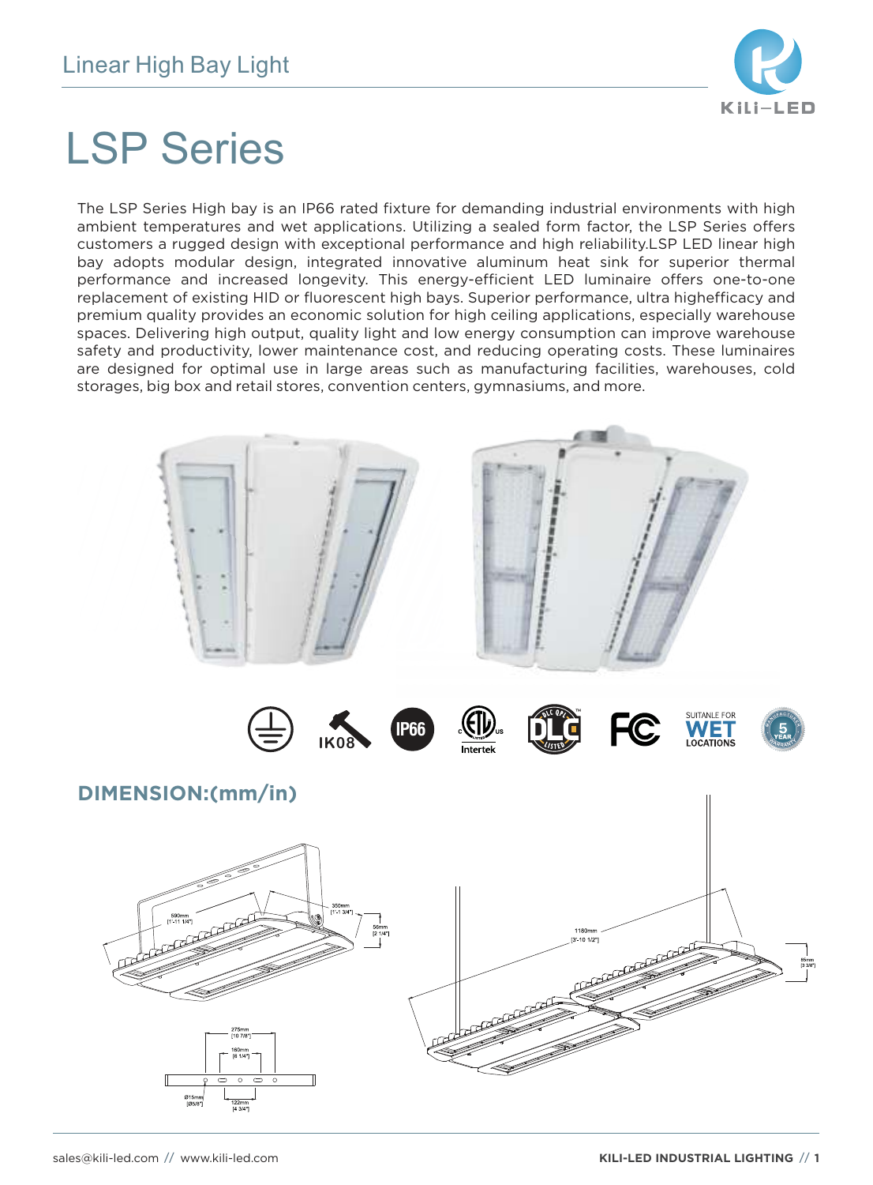# Linear High Bay Light

# LSP Series

The LSP Series High bay is an IP66 rated fixture for demanding industrial environments with high ambient temperatures and wet applications. Utilizing a sealed form factor, the LSP Series offers customers a rugged design with exceptional performance and high reliability.LSP LED linear high bay adopts modular design, integrated innovative aluminum heat sink for superior thermal performance and increased longevity. This energy-efficient LED luminaire offers one-to-one replacement of existing HID or fluorescent high bays. Superior performance, ultra highefficacy and premium quality provides an economic solution for high ceiling applications, especially warehouse spaces. Delivering high output, quality light and low energy consumption can improve warehouse safety and productivity, lower maintenance cost, and reducing operating costs. These luminaires are designed for optimal use in large areas such as manufacturing facilities, warehouses, cold storages, big box and retail stores, convention centers, gymnasiums, and more.

IK08 IP66 Intertek SUITANLE FOR WET LOCATIONS 5 YEAR WARRANTY

## DIMENSION:(mm/in)

590mm [1'-11 1/4"]

350mm [1'-1 3/4"]

56mm [2 1/4"]

275mm [10 7/8"]

160mm [6 1/4"]

Ø15mm [Ø5/8"]

122mm [4 3/4"]

1180mm [3'-10 1/2"]

85mm [3 3/8"]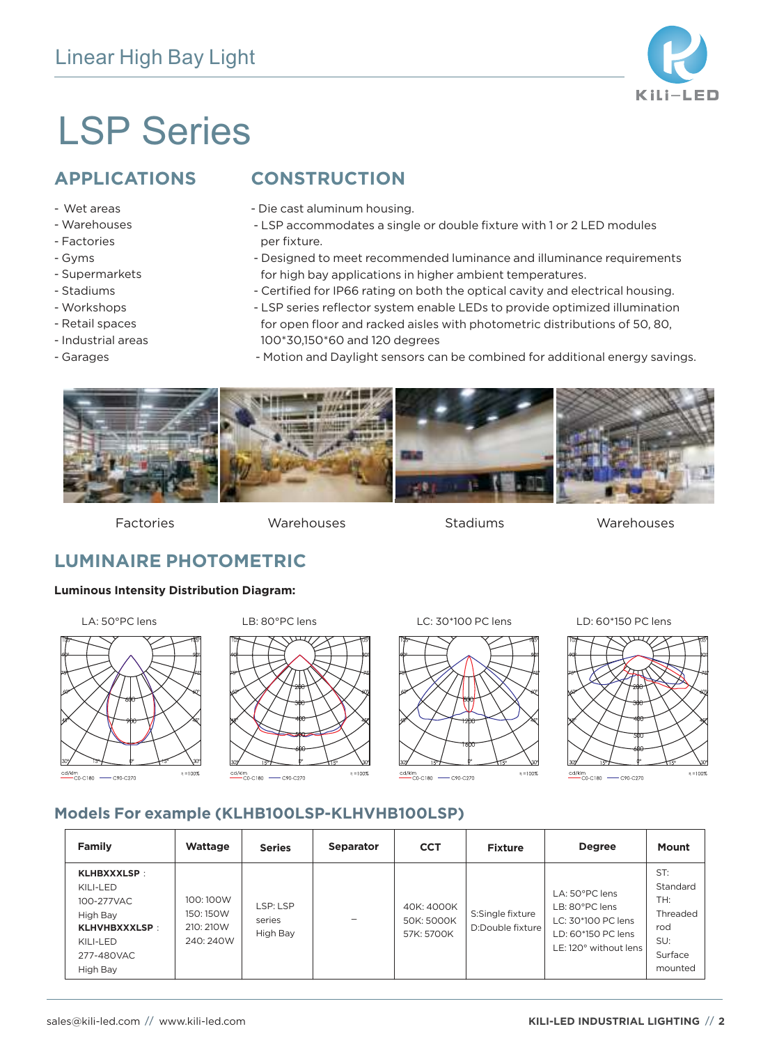Linear High Bay Light

# LSP Series

## APPLICATIONS

- Wet areas
- Warehouses
- Factories
- Gyms
- Supermarkets
- Stadiums
- Workshops
- Retail spaces
- Industrial areas
- Garages

## CONSTRUCTION

- Die cast aluminum housing.
- LSP accommodates a single or double fixture with 1 or 2 LED modules per fixture.
- Designed to meet recommended luminance and illuminance requirements for high bay applications in higher ambient temperatures.
- Certified for IP66 rating on both the optical cavity and electrical housing.
- LSP series reflector system enable LEDs to provide optimized illumination for open floor and racked aisles with photometric distributions of 50, 80, 100*30,150*60 and 120 degrees
- Motion and Daylight sensors can be combined for additional energy savings.

Factories

Warehouses

Stadiums

Warehouses

## LUMINAIRE PHOTOMETRIC

**Luminous Intensity Distribution Diagram:**

LA: 50°PC lens

LB: 80°PC lens

LC: 30*100 PC lens

LD: 60*150 PC lens

## Models For example (KLHB100LSP-KLHVHB100LSP)

| Family | Wattage | Series | Separator | CCT | Fixture | Degree | Mount |
|---|---|---|---|---|---|---|---|
| **KLHBXXXLSP**: KILI-LED 100-277VAC High Bay **KLHVHBXXXLSP**: KILI-LED 277-480VAC High Bay | 100: 100W 150: 150W 210: 210W 240: 240W | LSP: LSP series High Bay | – | 40K: 4000K 50K: 5000K 57K: 5700K | S:Single fixture D:Double fixture | LA: 50°PC lens LB: 80°PC lens LC: 30*100 PC lens LD: 60*150 PC lens LE: 120° without lens | ST: Standard TH: Threaded rod SU: Surface mounted |

sales@kili-led.com // www.kili-led.com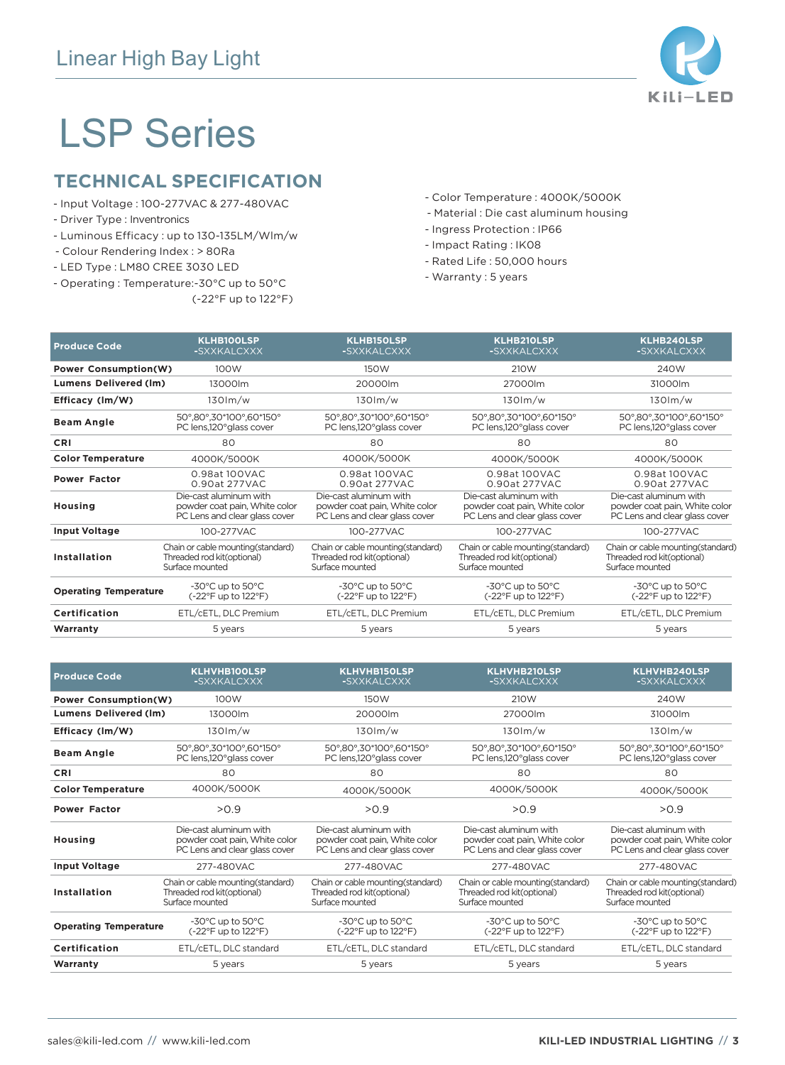Linear High Bay Light

# LSP Series

## TECHNICAL SPECIFICATION

- Input Voltage : 100-277VAC & 277-480VAC
- Driver Type : Inventronics
- Luminous Efficacy : up to 130-135LM/Wlm/w
- Colour Rendering Index : > 80Ra
- LED Type : LM80 CREE 3030 LED
- Operating : Temperature:-30°C up to 50°C (-22°F up to 122°F)
- Color Temperature : 4000K/5000K
- Material : Die cast aluminum housing
- Ingress Protection : IP66
- Impact Rating : IK08
- Rated Life : 50,000 hours
- Warranty : 5 years

| Produce Code | KLHB100LSP -SXXKALCXXX | KLHB150LSP -SXXKALCXXX | KLHB210LSP -SXXKALCXXX | KLHB240LSP -SXXKALCXXX |
|---|---|---|---|---|
| Power Consumption(W) | 100W | 150W | 210W | 240W |
| Lumens Delivered (lm) | 13000lm | 20000lm | 27000lm | 31000lm |
| Efficacy (lm/W) | 130lm/w | 130lm/w | 130lm/w | 130lm/w |
| Beam Angle | 50°,80°,30°100°,60°150° PC lens,120°glass cover | 50°,80°,30°100°,60°150° PC lens,120°glass cover | 50°,80°,30°100°,60°150° PC lens,120°glass cover | 50°,80°,30°100°,60°150° PC lens,120°glass cover |
| CRI | 80 | 80 | 80 | 80 |
| Color Temperature | 4000K/5000K | 4000K/5000K | 4000K/5000K | 4000K/5000K |
| Power Factor | 0.98at 100VAC 0.90at 277VAC | 0.98at 100VAC 0.90at 277VAC | 0.98at 100VAC 0.90at 277VAC | 0.98at 100VAC 0.90at 277VAC |
| Housing | Die-cast aluminum with powder coat pain, White color PC Lens and clear glass cover | Die-cast aluminum with powder coat pain, White color PC Lens and clear glass cover | Die-cast aluminum with powder coat pain, White color PC Lens and clear glass cover | Die-cast aluminum with powder coat pain, White color PC Lens and clear glass cover |
| Input Voltage | 100-277VAC | 100-277VAC | 100-277VAC | 100-277VAC |
| Installation | Chain or cable mounting(standard) Threaded rod kit(optional) Surface mounted | Chain or cable mounting(standard) Threaded rod kit(optional) Surface mounted | Chain or cable mounting(standard) Threaded rod kit(optional) Surface mounted | Chain or cable mounting(standard) Threaded rod kit(optional) Surface mounted |
| Operating Temperature | -30°C up to 50°C (-22°F up to 122°F) | -30°C up to 50°C (-22°F up to 122°F) | -30°C up to 50°C (-22°F up to 122°F) | -30°C up to 50°C (-22°F up to 122°F) |
| Certification | ETL/cETL, DLC Premium | ETL/cETL, DLC Premium | ETL/cETL, DLC Premium | ETL/cETL, DLC Premium |
| Warranty | 5 years | 5 years | 5 years | 5 years |

| Produce Code | KLHVHB100LSP -SXXKALCXXX | KLHVHB150LSP -SXXKALCXXX | KLHVHB210LSP -SXXKALCXXX | KLHVHB240LSP -SXXKALCXXX |
|---|---|---|---|---|
| Power Consumption(W) | 100W | 150W | 210W | 240W |
| Lumens Delivered (lm) | 13000lm | 20000lm | 27000lm | 31000lm |
| Efficacy (lm/W) | 130lm/w | 130lm/w | 130lm/w | 130lm/w |
| Beam Angle | 50°,80°,30°100°,60°150° PC lens,120°glass cover | 50°,80°,30°100°,60°150° PC lens,120°glass cover | 50°,80°,30°100°,60°150° PC lens,120°glass cover | 50°,80°,30°100°,60°150° PC lens,120°glass cover |
| CRI | 80 | 80 | 80 | 80 |
| Color Temperature | 4000K/5000K | 4000K/5000K | 4000K/5000K | 4000K/5000K |
| Power Factor | >0.9 | >0.9 | >0.9 | >0.9 |
| Housing | Die-cast aluminum with powder coat pain, White color PC Lens and clear glass cover | Die-cast aluminum with powder coat pain, White color PC Lens and clear glass cover | Die-cast aluminum with powder coat pain, White color PC Lens and clear glass cover | Die-cast aluminum with powder coat pain, White color PC Lens and clear glass cover |
| Input Voltage | 277-480VAC | 277-480VAC | 277-480VAC | 277-480VAC |
| Installation | Chain or cable mounting(standard) Threaded rod kit(optional) Surface mounted | Chain or cable mounting(standard) Threaded rod kit(optional) Surface mounted | Chain or cable mounting(standard) Threaded rod kit(optional) Surface mounted | Chain or cable mounting(standard) Threaded rod kit(optional) Surface mounted |
| Operating Temperature | -30°C up to 50°C (-22°F up to 122°F) | -30°C up to 50°C (-22°F up to 122°F) | -30°C up to 50°C (-22°F up to 122°F) | -30°C up to 50°C (-22°F up to 122°F) |
| Certification | ETL/cETL, DLC standard | ETL/cETL, DLC standard | ETL/cETL, DLC standard | ETL/cETL, DLC standard |
| Warranty | 5 years | 5 years | 5 years | 5 years |

sales@kili-led.com // www.kili-led.com

KILI-LED INDUSTRIAL LIGHTING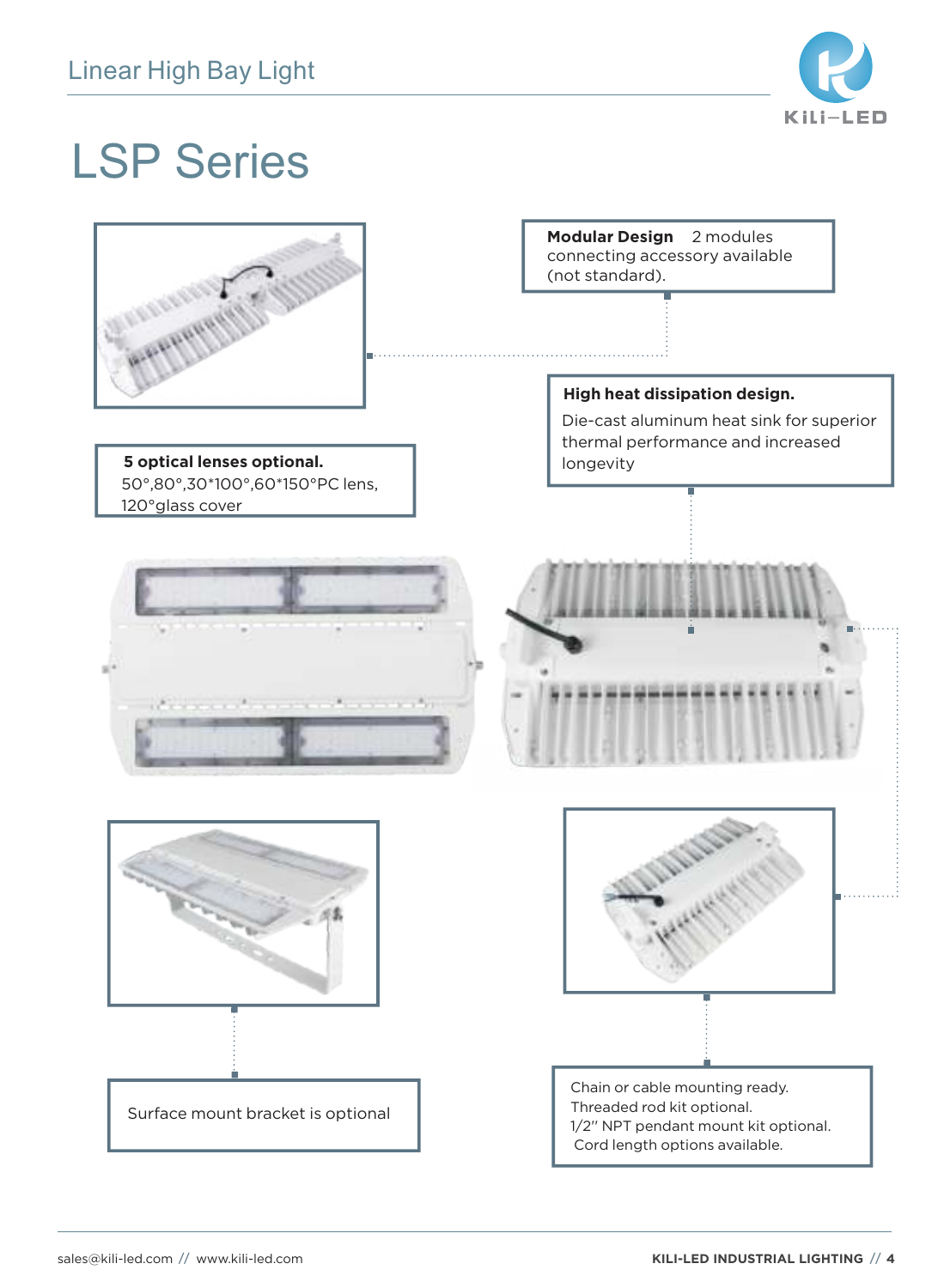# LSP Series

**Modular Design** 2 modules connecting accessory available (not standard).

**High heat dissipation design.**
Die-cast aluminum heat sink for superior thermal performance and increased longevity

**5 optical lenses optional.**
50°,80°,30*100°,60*150°PC lens, 120°glass cover

Surface mount bracket is optional

Chain or cable mounting ready.
Threaded rod kit optional.
1/2" NPT pendant mount kit optional.
Cord length options available.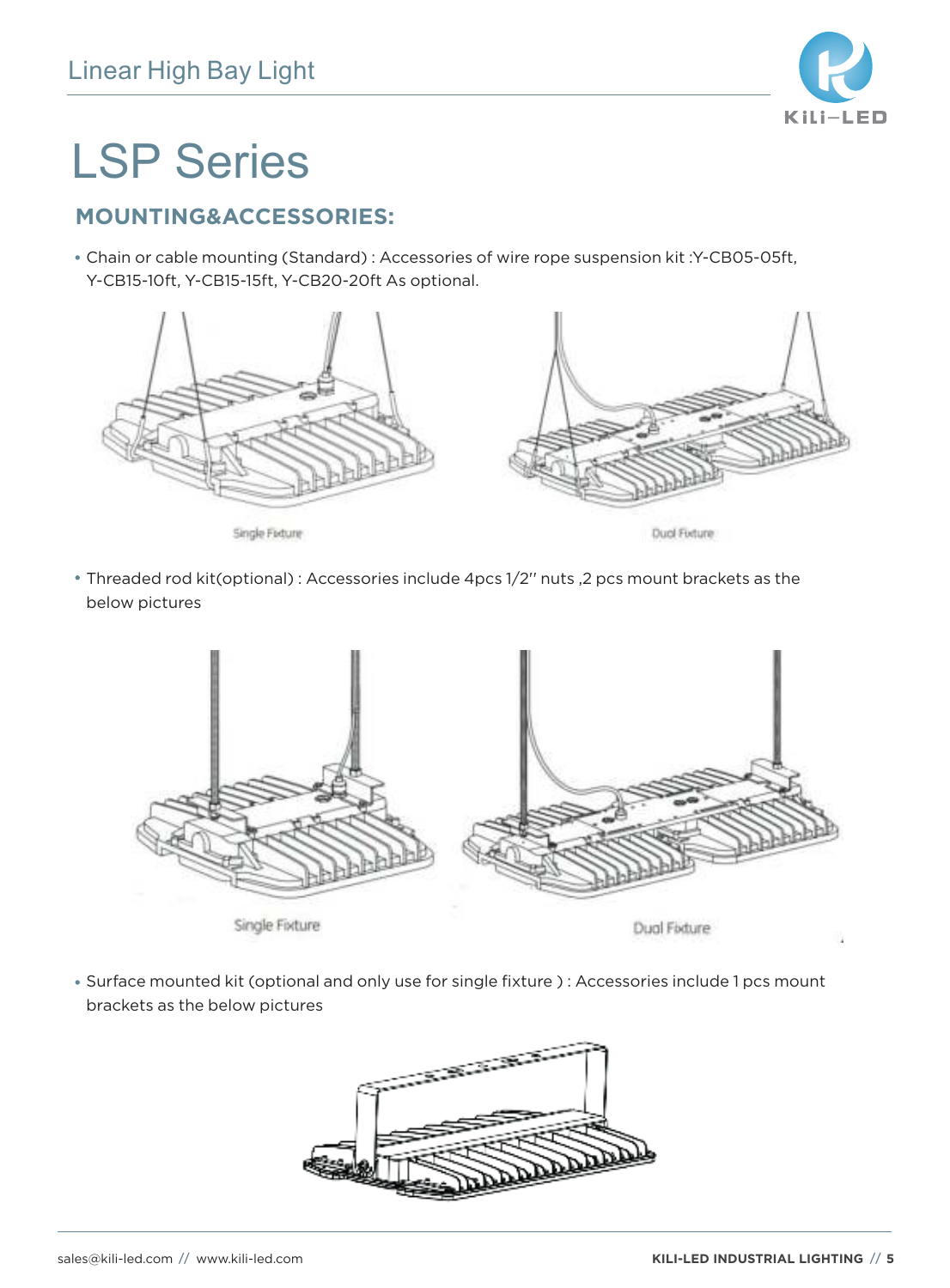# LSP Series

## MOUNTING&ACCESSORIES:

- Chain or cable mounting (Standard) : Accessories of wire rope suspension kit :Y-CB05-05ft, Y-CB15-10ft, Y-CB15-15ft, Y-CB20-20ft As optional.

Single Fixture

Dual Fixture

- Threaded rod kit(optional) : Accessories include 4pcs 1/2'' nuts ,2 pcs mount brackets as the below pictures

Single Fixture

Dual Fixture

- Surface mounted kit (optional and only use for single fixture ) : Accessories include 1 pcs mount brackets as the below pictures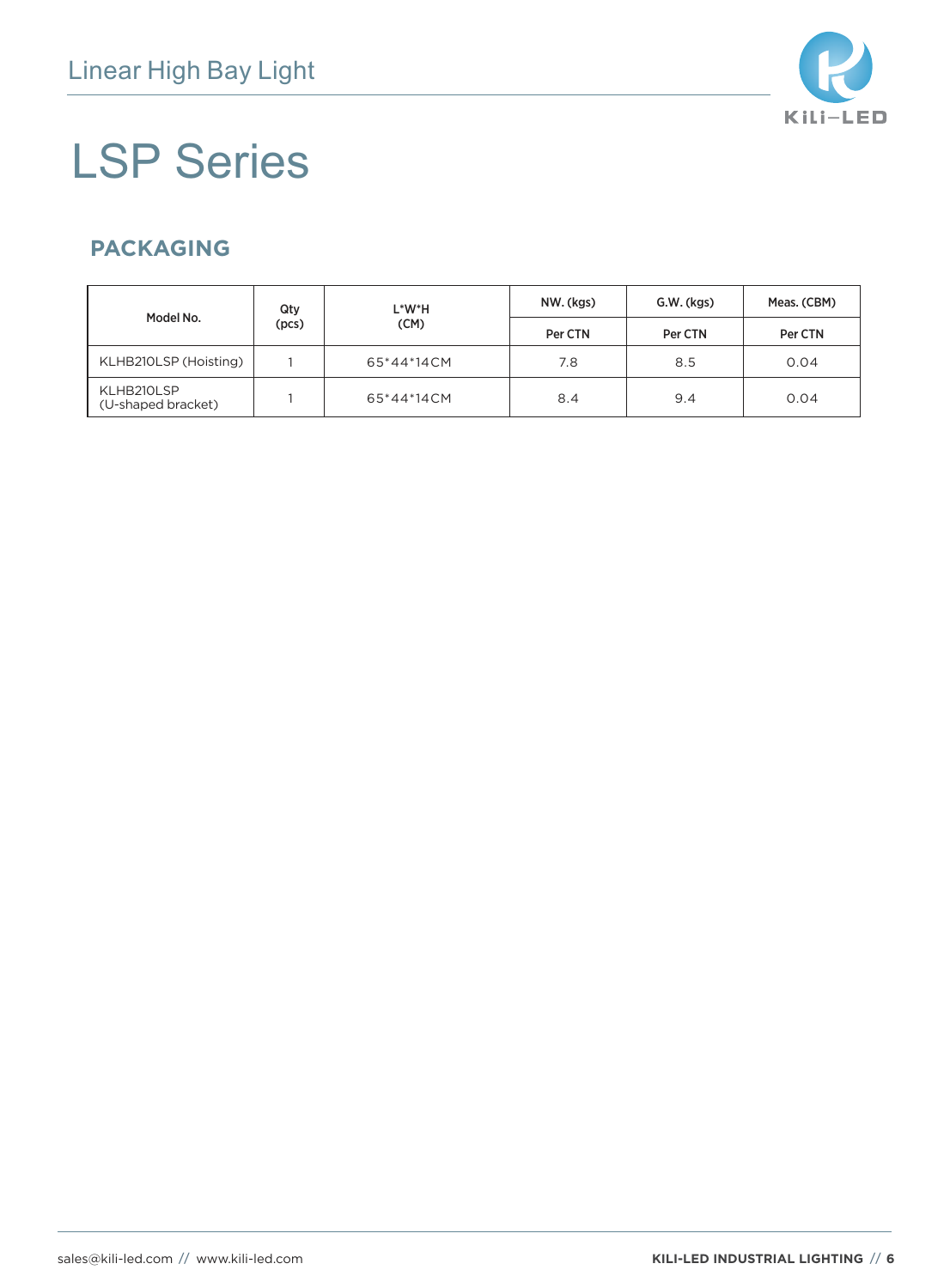# LSP Series

## PACKAGING

| Model No. | Qty (pcs) | L*W*H (CM) | NW. (kgs) | G.W. (kgs) | Meas. (CBM) |
|---|---|---|---|---|---|
| | | | Per CTN | Per CTN | Per CTN |
| KLHB210LSP (Hoisting) | 1 | 65*44*14CM | 7.8 | 8.5 | 0.04 |
| KLHB210LSP (U-shaped bracket) | 1 | 65*44*14CM | 8.4 | 9.4 | 0.04 |